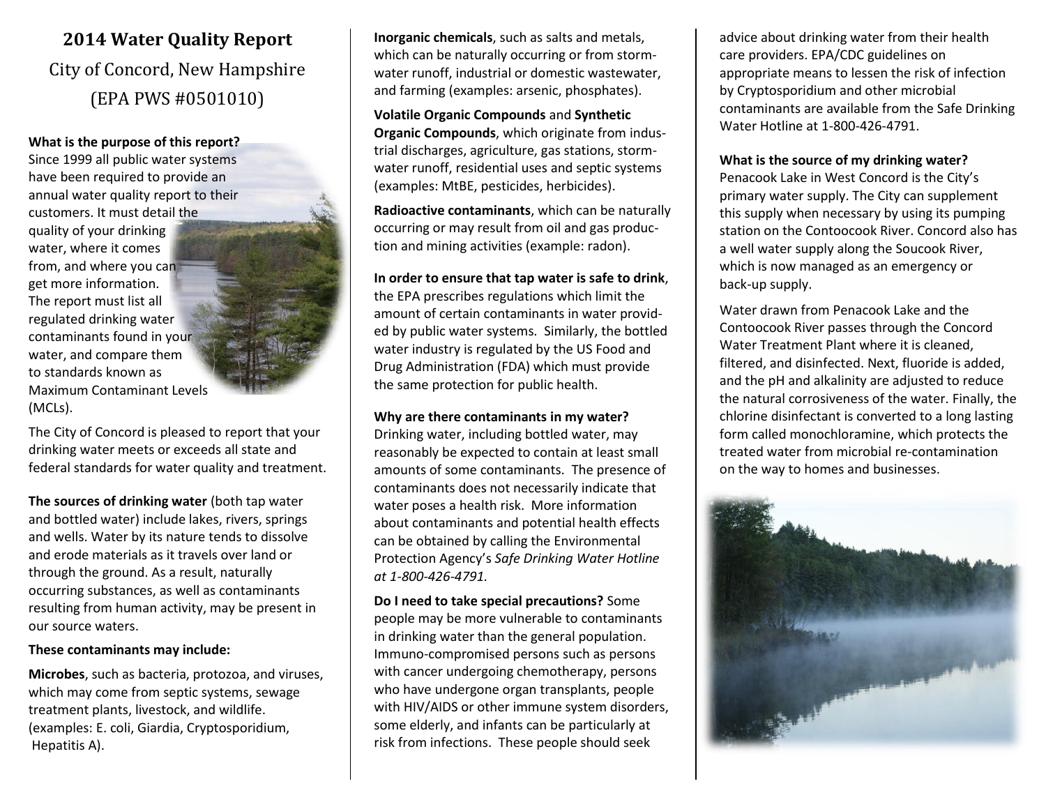# 2014 Water Quality Report

## City of Concord, New Hampshire

## (EPA PWS #0501010)

**What is the purpose of this report?** Since 1999 all public water systems have been required to provide an annual water quality report to their customers. It must detail the quality of your drinking water, where it comes from, and where you can get more information. The report must list all regulated drinking water contaminants found in your water, and compare them to standards known as Maximum Contaminant Levels (MCLs).

The City of Concord is pleased to report that your drinking water meets or exceeds all state and federal standards for water quality and treatment.

**The sources of drinking water** (both tap water and bottled water) include lakes, rivers, springs and wells. Water by its nature tends to dissolve and erode materials as it travels over land or through the ground. As a result, naturally occurring substances, as well as contaminants resulting from human activity, may be present in our source waters.

**These contaminants may include:**

**Microbes**, such as bacteria, protozoa, and viruses, which may come from septic systems, sewage treatment plants, livestock, and wildlife. (examples: E. coli, Giardia, Cryptosporidium, Hepatitis A).

**Inorganic chemicals**, such as salts and metals, which can be naturally occurring or from storm-water runoff, industrial or domestic wastewater, and farming (examples: arsenic, phosphates).

**Volatile Organic Compounds** and **Synthetic Organic Compounds**, which originate from industrial discharges, agriculture, gas stations, storm-water runoff, residential uses and septic systems (examples: MtBE, pesticides, herbicides).

**Radioactive contaminants**, which can be naturally occurring or may result from oil and gas production and mining activities (example: radon).

**In order to ensure that tap water is safe to drink**, the EPA prescribes regulations which limit the amount of certain contaminants in water provided by public water systems. Similarly, the bottled water industry is regulated by the US Food and Drug Administration (FDA) which must provide the same protection for public health.

**Why are there contaminants in my water?** Drinking water, including bottled water, may reasonably be expected to contain at least small amounts of some contaminants. The presence of contaminants does not necessarily indicate that water poses a health risk. More information about contaminants and potential health effects can be obtained by calling the Environmental Protection Agency's *Safe Drinking Water Hotline at 1-800-426-4791.*

**Do I need to take special precautions?** Some people may be more vulnerable to contaminants in drinking water than the general population. Immuno-compromised persons such as persons with cancer undergoing chemotherapy, persons who have undergone organ transplants, people with HIV/AIDS or other immune system disorders, some elderly, and infants can be particularly at risk from infections. These people should seek advice about drinking water from their health care providers. EPA/CDC guidelines on appropriate means to lessen the risk of infection by Cryptosporidium and other microbial contaminants are available from the Safe Drinking Water Hotline at 1-800-426-4791.

**What is the source of my drinking water?** Penacook Lake in West Concord is the City's primary water supply. The City can supplement this supply when necessary by using its pumping station on the Contoocook River. Concord also has a well water supply along the Soucook River, which is now managed as an emergency or back-up supply.

Water drawn from Penacook Lake and the Contoocook River passes through the Concord Water Treatment Plant where it is cleaned, filtered, and disinfected. Next, fluoride is added, and the pH and alkalinity are adjusted to reduce the natural corrosiveness of the water. Finally, the chlorine disinfectant is converted to a long lasting form called monochloramine, which protects the treated water from microbial re-contamination on the way to homes and businesses.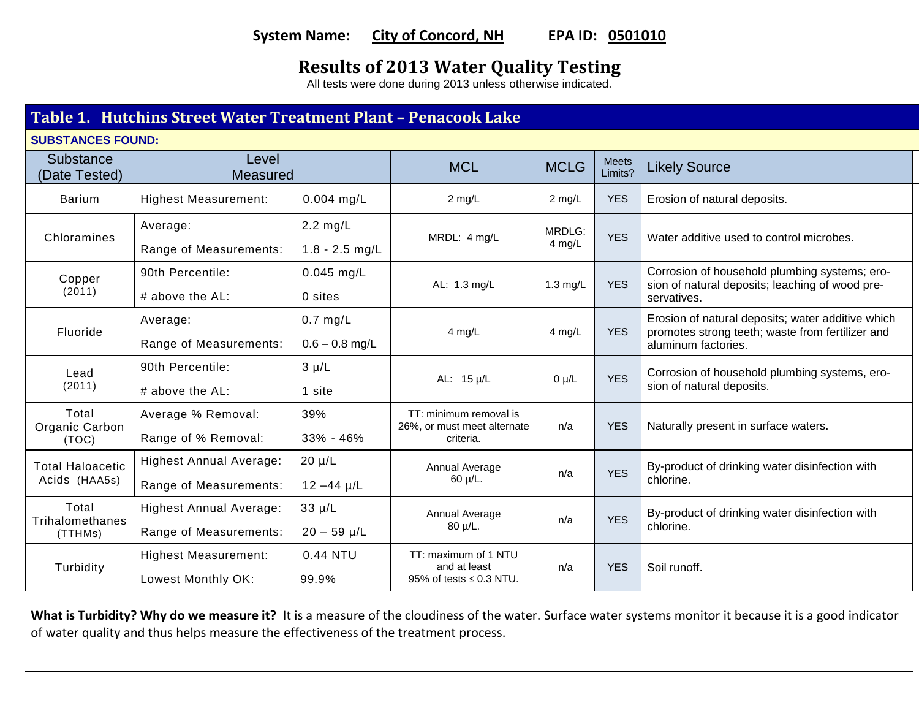**System Name:** **City of Concord, NH** **EPA ID:** **0501010**

# Results of 2013 Water Quality Testing

All tests were done during 2013 unless otherwise indicated.

## Table 1. Hutchins Street Water Treatment Plant – Penacook Lake

**SUBSTANCES FOUND:**

| Substance (Date Tested) | Level Measured | | MCL | MCLG | Meets Limits? | Likely Source |
|---|---|---|---|---|---|---|
| Barium | Highest Measurement: | 0.004 mg/L | 2 mg/L | 2 mg/L | YES | Erosion of natural deposits. |
| Chloramines | Average: | 2.2 mg/L | MRDL: 4 mg/L | MRDLG: 4 mg/L | YES | Water additive used to control microbes. |
| | Range of Measurements: | 1.8 - 2.5 mg/L | | | | |
| Copper (2011) | 90th Percentile: | 0.045 mg/L | AL: 1.3 mg/L | 1.3 mg/L | YES | Corrosion of household plumbing systems; erosion of natural deposits; leaching of wood preservatives. |
| | # above the AL: | 0 sites | | | | |
| Fluoride | Average: | 0.7 mg/L | 4 mg/L | 4 mg/L | YES | Erosion of natural deposits; water additive which promotes strong teeth; waste from fertilizer and aluminum factories. |
| | Range of Measurements: | 0.6 – 0.8 mg/L | | | | |
| Lead (2011) | 90th Percentile: | 3 µ/L | AL: 15 µ/L | 0 µ/L | YES | Corrosion of household plumbing systems, erosion of natural deposits. |
| | # above the AL: | 1 site | | | | |
| Total Organic Carbon (TOC) | Average % Removal: | 39% | TT: minimum removal is 26%, or must meet alternate criteria. | n/a | YES | Naturally present in surface waters. |
| | Range of % Removal: | 33% - 46% | | | | |
| Total Haloacetic Acids (HAA5s) | Highest Annual Average: | 20 µ/L | Annual Average 60 µ/L. | n/a | YES | By-product of drinking water disinfection with chlorine. |
| | Range of Measurements: | 12 –44 µ/L | | | | |
| Total Trihalomethanes (TTHMs) | Highest Annual Average: | 33 µ/L | Annual Average 80 µ/L. | n/a | YES | By-product of drinking water disinfection with chlorine. |
| | Range of Measurements: | 20 – 59 µ/L | | | | |
| Turbidity | Highest Measurement: | 0.44 NTU | TT: maximum of 1 NTU and at least 95% of tests ≤ 0.3 NTU. | n/a | YES | Soil runoff. |
| | Lowest Monthly OK: | 99.9% | | | | |

**What is Turbidity? Why do we measure it?** It is a measure of the cloudiness of the water. Surface water systems monitor it because it is a good indicator of water quality and thus helps measure the effectiveness of the treatment process.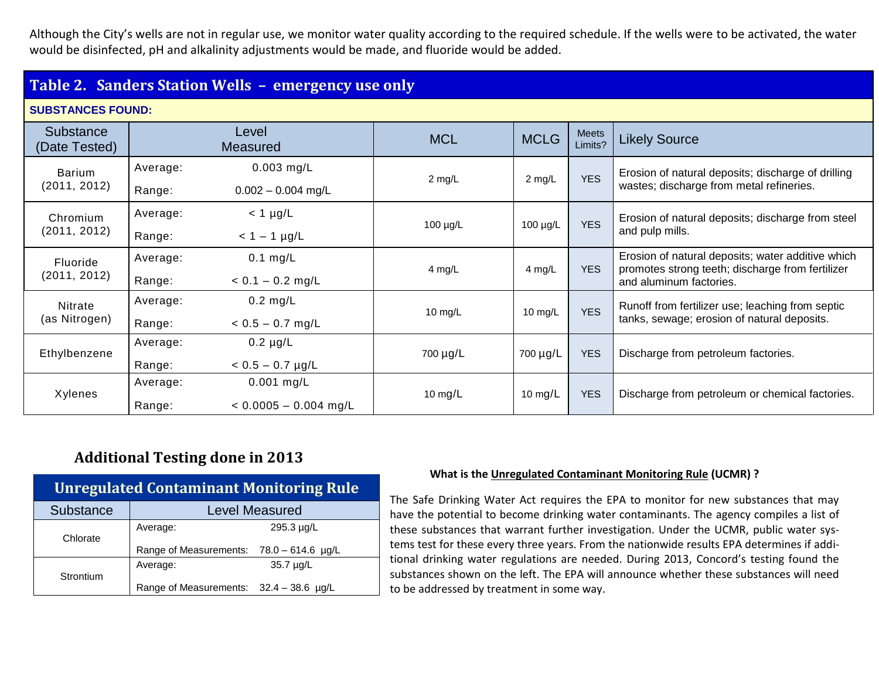Although the City's wells are not in regular use, we monitor water quality according to the required schedule. If the wells were to be activated, the water would be disinfected, pH and alkalinity adjustments would be made, and fluoride would be added.

## Table 2. Sanders Station Wells – emergency use only

**SUBSTANCES FOUND:**

| Substance (Date Tested) | Level Measured | | MCL | MCLG | Meets Limits? | Likely Source |
|---|---|---|---|---|---|---|
| Barium (2011, 2012) | Average: | 0.003 mg/L | 2 mg/L | 2 mg/L | YES | Erosion of natural deposits; discharge of drilling wastes; discharge from metal refineries. |
| | Range: | 0.002 – 0.004 mg/L | | | | |
| Chromium (2011, 2012) | Average: | < 1 µg/L | 100 µg/L | 100 µg/L | YES | Erosion of natural deposits; discharge from steel and pulp mills. |
| | Range: | < 1 – 1 µg/L | | | | |
| Fluoride (2011, 2012) | Average: | 0.1 mg/L | 4 mg/L | 4 mg/L | YES | Erosion of natural deposits; water additive which promotes strong teeth; discharge from fertilizer and aluminum factories. |
| | Range: | < 0.1 – 0.2 mg/L | | | | |
| Nitrate (as Nitrogen) | Average: | 0.2 mg/L | 10 mg/L | 10 mg/L | YES | Runoff from fertilizer use; leaching from septic tanks, sewage; erosion of natural deposits. |
| | Range: | < 0.5 – 0.7 mg/L | | | | |
| Ethylbenzene | Average: | 0.2 µg/L | 700 µg/L | 700 µg/L | YES | Discharge from petroleum factories. |
| | Range: | < 0.5 – 0.7 µg/L | | | | |
| Xylenes | Average: | 0.001 mg/L | 10 mg/L | 10 mg/L | YES | Discharge from petroleum or chemical factories. |
| | Range: | < 0.0005 – 0.004 mg/L | | | | |

### Additional Testing done in 2013

| Unregulated Contaminant Monitoring Rule | | |
|---|---|---|
| **Substance** | **Level Measured** | |
| Chlorate | Average: | 295.3 µg/L |
| | Range of Measurements: | 78.0 – 614.6 µg/L |
| Strontium | Average: | 35.7 µg/L |
| | Range of Measurements: | 32.4 – 38.6 µg/L |

**What is the Unregulated Contaminant Monitoring Rule (UCMR) ?**

The Safe Drinking Water Act requires the EPA to monitor for new substances that may have the potential to become drinking water contaminants. The agency compiles a list of these substances that warrant further investigation. Under the UCMR, public water systems test for these every three years. From the nationwide results EPA determines if additional drinking water regulations are needed. During 2013, Concord's testing found the substances shown on the left. The EPA will announce whether these substances will need to be addressed by treatment in some way.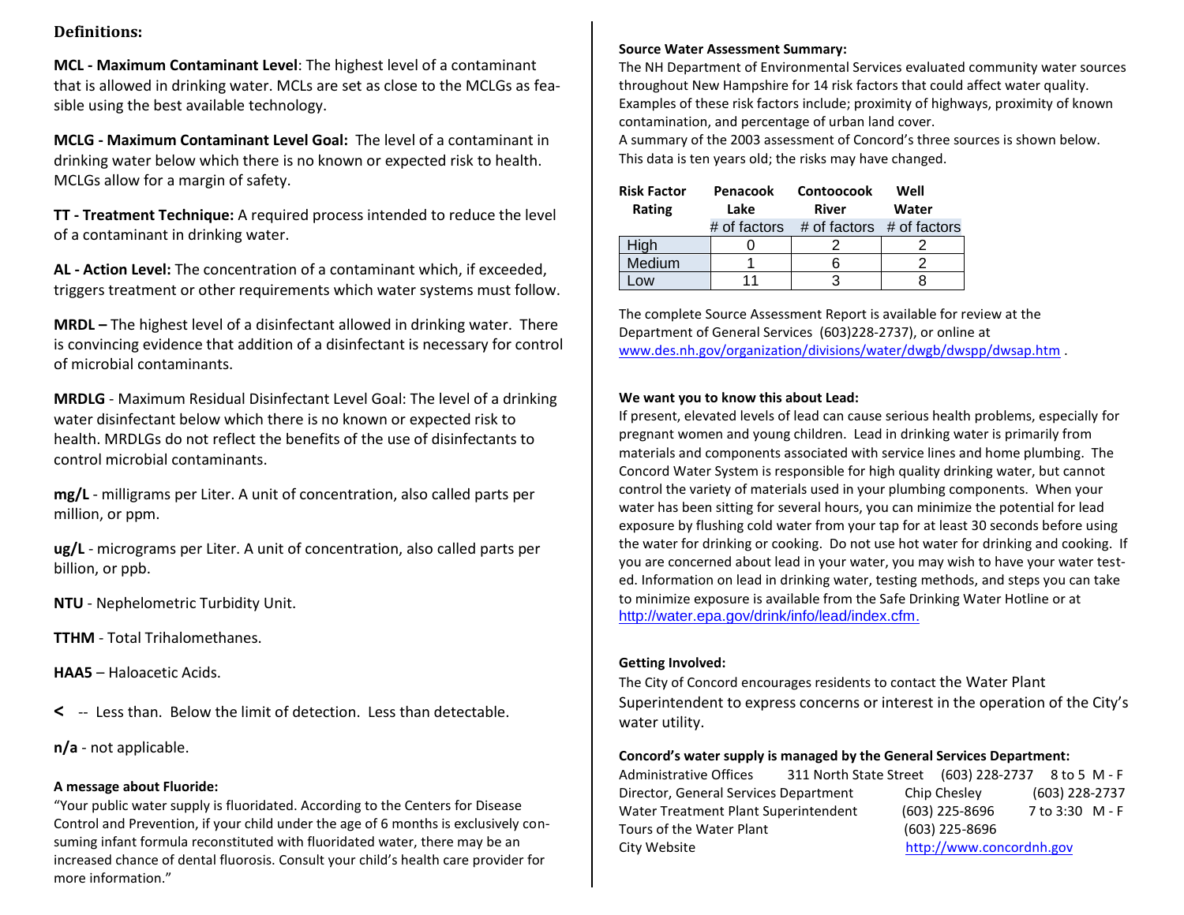## Definitions:

**MCL - Maximum Contaminant Level**: The highest level of a contaminant that is allowed in drinking water. MCLs are set as close to the MCLGs as feasible using the best available technology.

**MCLG - Maximum Contaminant Level Goal:** The level of a contaminant in drinking water below which there is no known or expected risk to health. MCLGs allow for a margin of safety.

**TT - Treatment Technique:** A required process intended to reduce the level of a contaminant in drinking water.

**AL - Action Level:** The concentration of a contaminant which, if exceeded, triggers treatment or other requirements which water systems must follow.

**MRDL –** The highest level of a disinfectant allowed in drinking water. There is convincing evidence that addition of a disinfectant is necessary for control of microbial contaminants.

**MRDLG** - Maximum Residual Disinfectant Level Goal: The level of a drinking water disinfectant below which there is no known or expected risk to health. MRDLGs do not reflect the benefits of the use of disinfectants to control microbial contaminants.

**mg/L** - milligrams per Liter. A unit of concentration, also called parts per million, or ppm.

**ug/L** - micrograms per Liter. A unit of concentration, also called parts per billion, or ppb.

**NTU** - Nephelometric Turbidity Unit.

**TTHM** - Total Trihalomethanes.

**HAA5** – Haloacetic Acids.

**<** -- Less than. Below the limit of detection. Less than detectable.

**n/a** - not applicable.

**A message about Fluoride:**

"Your public water supply is fluoridated. According to the Centers for Disease Control and Prevention, if your child under the age of 6 months is exclusively consuming infant formula reconstituted with fluoridated water, there may be an increased chance of dental fluorosis. Consult your child's health care provider for more information."

**Source Water Assessment Summary:**

The NH Department of Environmental Services evaluated community water sources throughout New Hampshire for 14 risk factors that could affect water quality. Examples of these risk factors include; proximity of highways, proximity of known contamination, and percentage of urban land cover.

A summary of the 2003 assessment of Concord's three sources is shown below. This data is ten years old; the risks may have changed.

| Risk Factor Rating | Penacook Lake | Contoocook River | Well Water |
|---|---|---|---|
| | # of factors | # of factors | # of factors |
| High | 0 | 2 | 2 |
| Medium | 1 | 6 | 2 |
| Low | 11 | 3 | 8 |

The complete Source Assessment Report is available for review at the Department of General Services (603)228-2737), or online at www.des.nh.gov/organization/divisions/water/dwgb/dwspp/dwsap.htm .

**We want you to know this about Lead:**

If present, elevated levels of lead can cause serious health problems, especially for pregnant women and young children. Lead in drinking water is primarily from materials and components associated with service lines and home plumbing. The Concord Water System is responsible for high quality drinking water, but cannot control the variety of materials used in your plumbing components. When your water has been sitting for several hours, you can minimize the potential for lead exposure by flushing cold water from your tap for at least 30 seconds before using the water for drinking or cooking. Do not use hot water for drinking and cooking. If you are concerned about lead in your water, you may wish to have your water tested. Information on lead in drinking water, testing methods, and steps you can take to minimize exposure is available from the Safe Drinking Water Hotline or at http://water.epa.gov/drink/info/lead/index.cfm.

**Getting Involved:**

The City of Concord encourages residents to contact the Water Plant Superintendent to express concerns or interest in the operation of the City's water utility.

**Concord's water supply is managed by the General Services Department:**

| | | | |
|---|---|---|---|
| Administrative Offices | 311 North State Street | (603) 228-2737 | 8 to 5 M - F |
| Director, General Services Department | Chip Chesley | (603) 228-2737 | |
| Water Treatment Plant Superintendent | (603) 225-8696 | 7 to 3:30 M - F | |
| Tours of the Water Plant | (603) 225-8696 | | |
| City Website | http://www.concordnh.gov | | |